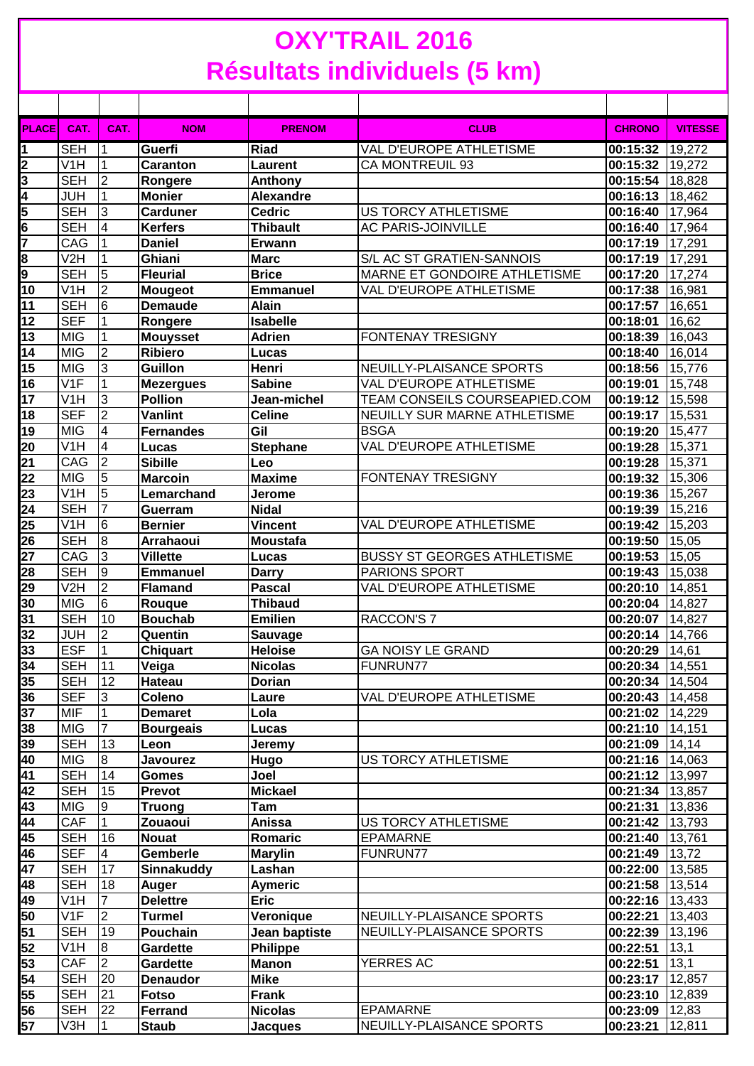# OXY'TRAIL 2016
## Résultats individuels (5 km)

| PLACE | CAT. | CAT. | NOM | PRENOM | CLUB | CHRONO | VITESSE |
|---|---|---|---|---|---|---|---|
| 1 | SEH | 1 | Guerfi | Riad | VAL D'EUROPE ATHLETISME | 00:15:32 | 19,272 |
| 2 | V1H | 1 | Caranton | Laurent | CA MONTREUIL 93 | 00:15:32 | 19,272 |
| 3 | SEH | 2 | Rongere | Anthony | | 00:15:54 | 18,828 |
| 4 | JUH | 1 | Monier | Alexandre | | 00:16:13 | 18,462 |
| 5 | SEH | 3 | Carduner | Cedric | US TORCY ATHLETISME | 00:16:40 | 17,964 |
| 6 | SEH | 4 | Kerfers | Thibault | AC PARIS-JOINVILLE | 00:16:40 | 17,964 |
| 7 | CAG | 1 | Daniel | Erwann | | 00:17:19 | 17,291 |
| 8 | V2H | 1 | Ghiani | Marc | S/L AC ST GRATIEN-SANNOIS | 00:17:19 | 17,291 |
| 9 | SEH | 5 | Fleurial | Brice | MARNE ET GONDOIRE ATHLETISME | 00:17:20 | 17,274 |
| 10 | V1H | 2 | Mougeot | Emmanuel | VAL D'EUROPE ATHLETISME | 00:17:38 | 16,981 |
| 11 | SEH | 6 | Demaude | Alain | | 00:17:57 | 16,651 |
| 12 | SEF | 1 | Rongere | Isabelle | | 00:18:01 | 16,62 |
| 13 | MIG | 1 | Mouysset | Adrien | FONTENAY TRESIGNY | 00:18:39 | 16,043 |
| 14 | MIG | 2 | Ribiero | Lucas | | 00:18:40 | 16,014 |
| 15 | MIG | 3 | Guillon | Henri | NEUILLY-PLAISANCE SPORTS | 00:18:56 | 15,776 |
| 16 | V1F | 1 | Mezergues | Sabine | VAL D'EUROPE ATHLETISME | 00:19:01 | 15,748 |
| 17 | V1H | 3 | Pollion | Jean-michel | TEAM CONSEILS COURSEAPIED.COM | 00:19:12 | 15,598 |
| 18 | SEF | 2 | Vanlint | Celine | NEUILLY SUR MARNE ATHLETISME | 00:19:17 | 15,531 |
| 19 | MIG | 4 | Fernandes | Gil | BSGA | 00:19:20 | 15,477 |
| 20 | V1H | 4 | Lucas | Stephane | VAL D'EUROPE ATHLETISME | 00:19:28 | 15,371 |
| 21 | CAG | 2 | Sibille | Leo | | 00:19:28 | 15,371 |
| 22 | MIG | 5 | Marcoin | Maxime | FONTENAY TRESIGNY | 00:19:32 | 15,306 |
| 23 | V1H | 5 | Lemarchand | Jerome | | 00:19:36 | 15,267 |
| 24 | SEH | 7 | Guerram | Nidal | | 00:19:39 | 15,216 |
| 25 | V1H | 6 | Bernier | Vincent | VAL D'EUROPE ATHLETISME | 00:19:42 | 15,203 |
| 26 | SEH | 8 | Arrahaoui | Moustafa | | 00:19:50 | 15,05 |
| 27 | CAG | 3 | Villette | Lucas | BUSSY ST GEORGES ATHLETISME | 00:19:53 | 15,05 |
| 28 | SEH | 9 | Emmanuel | Darry | PARIONS SPORT | 00:19:43 | 15,038 |
| 29 | V2H | 2 | Flamand | Pascal | VAL D'EUROPE ATHLETISME | 00:20:10 | 14,851 |
| 30 | MIG | 6 | Rouque | Thibaud | | 00:20:04 | 14,827 |
| 31 | SEH | 10 | Bouchab | Emilien | RACCON'S 7 | 00:20:07 | 14,827 |
| 32 | JUH | 2 | Quentin | Sauvage | | 00:20:14 | 14,766 |
| 33 | ESF | 1 | Chiquart | Heloise | GA NOISY LE GRAND | 00:20:29 | 14,61 |
| 34 | SEH | 11 | Veiga | Nicolas | FUNRUN77 | 00:20:34 | 14,551 |
| 35 | SEH | 12 | Hateau | Dorian | | 00:20:34 | 14,504 |
| 36 | SEF | 3 | Coleno | Laure | VAL D'EUROPE ATHLETISME | 00:20:43 | 14,458 |
| 37 | MIF | 1 | Demaret | Lola | | 00:21:02 | 14,229 |
| 38 | MIG | 7 | Bourgeais | Lucas | | 00:21:10 | 14,151 |
| 39 | SEH | 13 | Leon | Jeremy | | 00:21:09 | 14,14 |
| 40 | MIG | 8 | Javourez | Hugo | US TORCY ATHLETISME | 00:21:16 | 14,063 |
| 41 | SEH | 14 | Gomes | Joel | | 00:21:12 | 13,997 |
| 42 | SEH | 15 | Prevot | Mickael | | 00:21:34 | 13,857 |
| 43 | MIG | 9 | Truong | Tam | | 00:21:31 | 13,836 |
| 44 | CAF | 1 | Zouaoui | Anissa | US TORCY ATHLETISME | 00:21:42 | 13,793 |
| 45 | SEH | 16 | Nouat | Romaric | EPAMARNE | 00:21:40 | 13,761 |
| 46 | SEF | 4 | Gemberle | Marylin | FUNRUN77 | 00:21:49 | 13,72 |
| 47 | SEH | 17 | Sinnakuddy | Lashan | | 00:22:00 | 13,585 |
| 48 | SEH | 18 | Auger | Aymeric | | 00:21:58 | 13,514 |
| 49 | V1H | 7 | Delettre | Eric | | 00:22:16 | 13,433 |
| 50 | V1F | 2 | Turmel | Veronique | NEUILLY-PLAISANCE SPORTS | 00:22:21 | 13,403 |
| 51 | SEH | 19 | Pouchain | Jean baptiste | NEUILLY-PLAISANCE SPORTS | 00:22:39 | 13,196 |
| 52 | V1H | 8 | Gardette | Philippe | | 00:22:51 | 13,1 |
| 53 | CAF | 2 | Gardette | Manon | YERRES AC | 00:22:51 | 13,1 |
| 54 | SEH | 20 | Denaudor | Mike | | 00:23:17 | 12,857 |
| 55 | SEH | 21 | Fotso | Frank | | 00:23:10 | 12,839 |
| 56 | SEH | 22 | Ferrand | Nicolas | EPAMARNE | 00:23:09 | 12,83 |
| 57 | V3H | 1 | Staub | Jacques | NEUILLY-PLAISANCE SPORTS | 00:23:21 | 12,811 |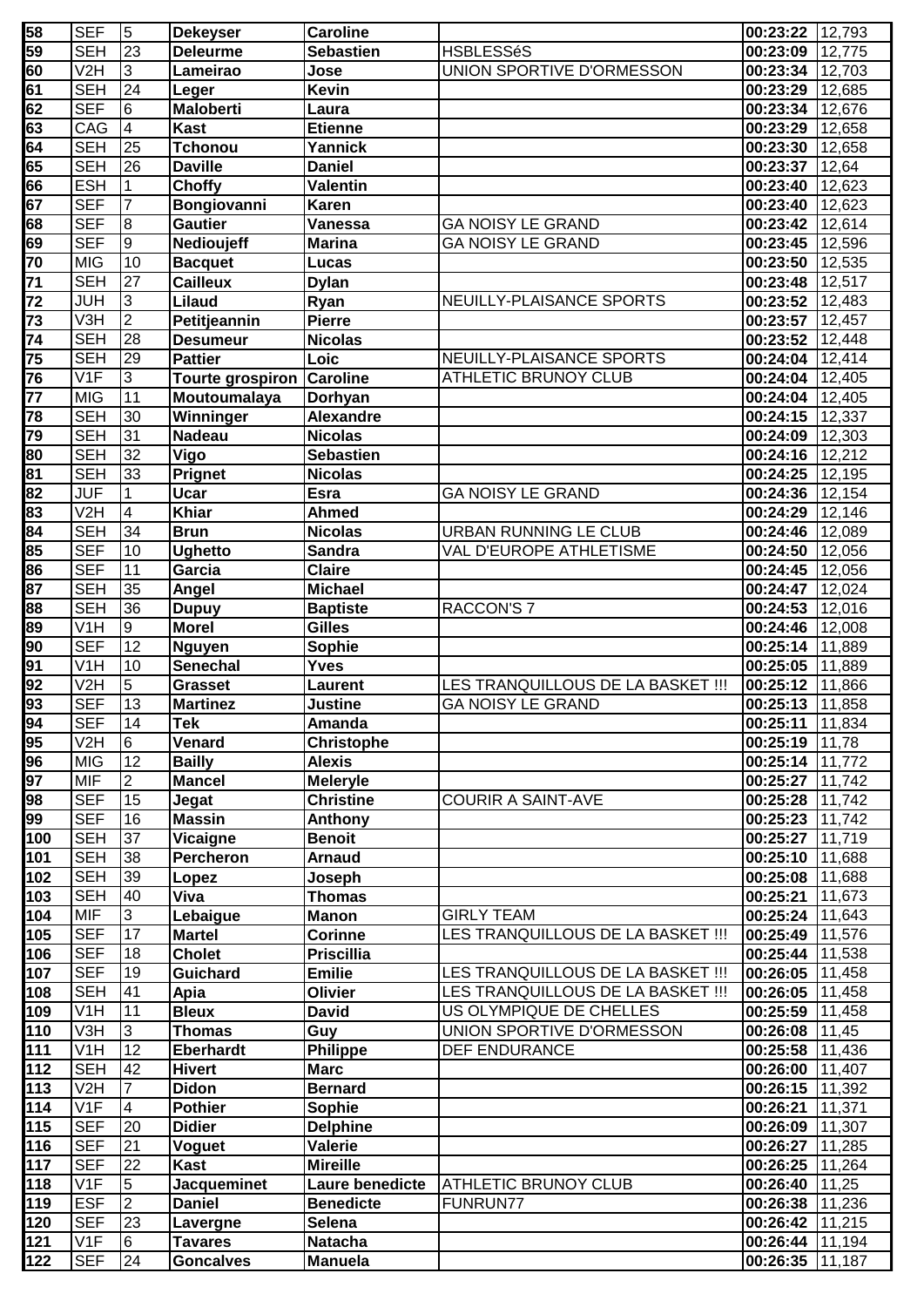| 58 | SEF | 5 | Dekeyser | Caroline | | 00:23:22 | 12,793 |
|---|---|---|---|---|---|---|---|
| 59 | SEH | 23 | Deleurme | Sebastien | HSBLESSéS | 00:23:09 | 12,775 |
| 60 | V2H | 3 | Lameirao | Jose | UNION SPORTIVE D'ORMESSON | 00:23:34 | 12,703 |
| 61 | SEH | 24 | Leger | Kevin | | 00:23:29 | 12,685 |
| 62 | SEF | 6 | Maloberti | Laura | | 00:23:34 | 12,676 |
| 63 | CAG | 4 | Kast | Etienne | | 00:23:29 | 12,658 |
| 64 | SEH | 25 | Tchonou | Yannick | | 00:23:30 | 12,658 |
| 65 | SEH | 26 | Daville | Daniel | | 00:23:37 | 12,64 |
| 66 | ESH | 1 | Choffy | Valentin | | 00:23:40 | 12,623 |
| 67 | SEF | 7 | Bongiovanni | Karen | | 00:23:40 | 12,623 |
| 68 | SEF | 8 | Gautier | Vanessa | GA NOISY LE GRAND | 00:23:42 | 12,614 |
| 69 | SEF | 9 | Nedioujeff | Marina | GA NOISY LE GRAND | 00:23:45 | 12,596 |
| 70 | MIG | 10 | Bacquet | Lucas | | 00:23:50 | 12,535 |
| 71 | SEH | 27 | Cailleux | Dylan | | 00:23:48 | 12,517 |
| 72 | JUH | 3 | Lilaud | Ryan | NEUILLY-PLAISANCE SPORTS | 00:23:52 | 12,483 |
| 73 | V3H | 2 | Petitjeannin | Pierre | | 00:23:57 | 12,457 |
| 74 | SEH | 28 | Desumeur | Nicolas | | 00:23:52 | 12,448 |
| 75 | SEH | 29 | Pattier | Loic | NEUILLY-PLAISANCE SPORTS | 00:24:04 | 12,414 |
| 76 | V1F | 3 | Tourte grospiron | Caroline | ATHLETIC BRUNOY CLUB | 00:24:04 | 12,405 |
| 77 | MIG | 11 | Moutoumalaya | Dorhyan | | 00:24:04 | 12,405 |
| 78 | SEH | 30 | Winninger | Alexandre | | 00:24:15 | 12,337 |
| 79 | SEH | 31 | Nadeau | Nicolas | | 00:24:09 | 12,303 |
| 80 | SEH | 32 | Vigo | Sebastien | | 00:24:16 | 12,212 |
| 81 | SEH | 33 | Prignet | Nicolas | | 00:24:25 | 12,195 |
| 82 | JUF | 1 | Ucar | Esra | GA NOISY LE GRAND | 00:24:36 | 12,154 |
| 83 | V2H | 4 | Khiar | Ahmed | | 00:24:29 | 12,146 |
| 84 | SEH | 34 | Brun | Nicolas | URBAN RUNNING LE CLUB | 00:24:46 | 12,089 |
| 85 | SEF | 10 | Ughetto | Sandra | VAL D'EUROPE ATHLETISME | 00:24:50 | 12,056 |
| 86 | SEF | 11 | Garcia | Claire | | 00:24:45 | 12,056 |
| 87 | SEH | 35 | Angel | Michael | | 00:24:47 | 12,024 |
| 88 | SEH | 36 | Dupuy | Baptiste | RACCON'S 7 | 00:24:53 | 12,016 |
| 89 | V1H | 9 | Morel | Gilles | | 00:24:46 | 12,008 |
| 90 | SEF | 12 | Nguyen | Sophie | | 00:25:14 | 11,889 |
| 91 | V1H | 10 | Senechal | Yves | | 00:25:05 | 11,889 |
| 92 | V2H | 5 | Grasset | Laurent | LES TRANQUILLOUS DE LA BASKET !!! | 00:25:12 | 11,866 |
| 93 | SEF | 13 | Martinez | Justine | GA NOISY LE GRAND | 00:25:13 | 11,858 |
| 94 | SEF | 14 | Tek | Amanda | | 00:25:11 | 11,834 |
| 95 | V2H | 6 | Venard | Christophe | | 00:25:19 | 11,78 |
| 96 | MIG | 12 | Bailly | Alexis | | 00:25:14 | 11,772 |
| 97 | MIF | 2 | Mancel | Meleryle | | 00:25:27 | 11,742 |
| 98 | SEF | 15 | Jegat | Christine | COURIR A SAINT-AVE | 00:25:28 | 11,742 |
| 99 | SEF | 16 | Massin | Anthony | | 00:25:23 | 11,742 |
| 100 | SEH | 37 | Vicaigne | Benoit | | 00:25:27 | 11,719 |
| 101 | SEH | 38 | Percheron | Arnaud | | 00:25:10 | 11,688 |
| 102 | SEH | 39 | Lopez | Joseph | | 00:25:08 | 11,688 |
| 103 | SEH | 40 | Viva | Thomas | | 00:25:21 | 11,673 |
| 104 | MIF | 3 | Lebaigue | Manon | GIRLY TEAM | 00:25:24 | 11,643 |
| 105 | SEF | 17 | Martel | Corinne | LES TRANQUILLOUS DE LA BASKET !!! | 00:25:49 | 11,576 |
| 106 | SEF | 18 | Cholet | Priscillia | | 00:25:44 | 11,538 |
| 107 | SEF | 19 | Guichard | Emilie | LES TRANQUILLOUS DE LA BASKET !!! | 00:26:05 | 11,458 |
| 108 | SEH | 41 | Apia | Olivier | LES TRANQUILLOUS DE LA BASKET !!! | 00:26:05 | 11,458 |
| 109 | V1H | 11 | Bleux | David | US OLYMPIQUE DE CHELLES | 00:25:59 | 11,458 |
| 110 | V3H | 3 | Thomas | Guy | UNION SPORTIVE D'ORMESSON | 00:26:08 | 11,45 |
| 111 | V1H | 12 | Eberhardt | Philippe | DEF ENDURANCE | 00:25:58 | 11,436 |
| 112 | SEH | 42 | Hivert | Marc | | 00:26:00 | 11,407 |
| 113 | V2H | 7 | Didon | Bernard | | 00:26:15 | 11,392 |
| 114 | V1F | 4 | Pothier | Sophie | | 00:26:21 | 11,371 |
| 115 | SEF | 20 | Didier | Delphine | | 00:26:09 | 11,307 |
| 116 | SEF | 21 | Voguet | Valerie | | 00:26:27 | 11,285 |
| 117 | SEF | 22 | Kast | Mireille | | 00:26:25 | 11,264 |
| 118 | V1F | 5 | Jacqueminet | Laure benedicte | ATHLETIC BRUNOY CLUB | 00:26:40 | 11,25 |
| 119 | ESF | 2 | Daniel | Benedicte | FUNRUN77 | 00:26:38 | 11,236 |
| 120 | SEF | 23 | Lavergne | Selena | | 00:26:42 | 11,215 |
| 121 | V1F | 6 | Tavares | Natacha | | 00:26:44 | 11,194 |
| 122 | SEF | 24 | Goncalves | Manuela | | 00:26:35 | 11,187 |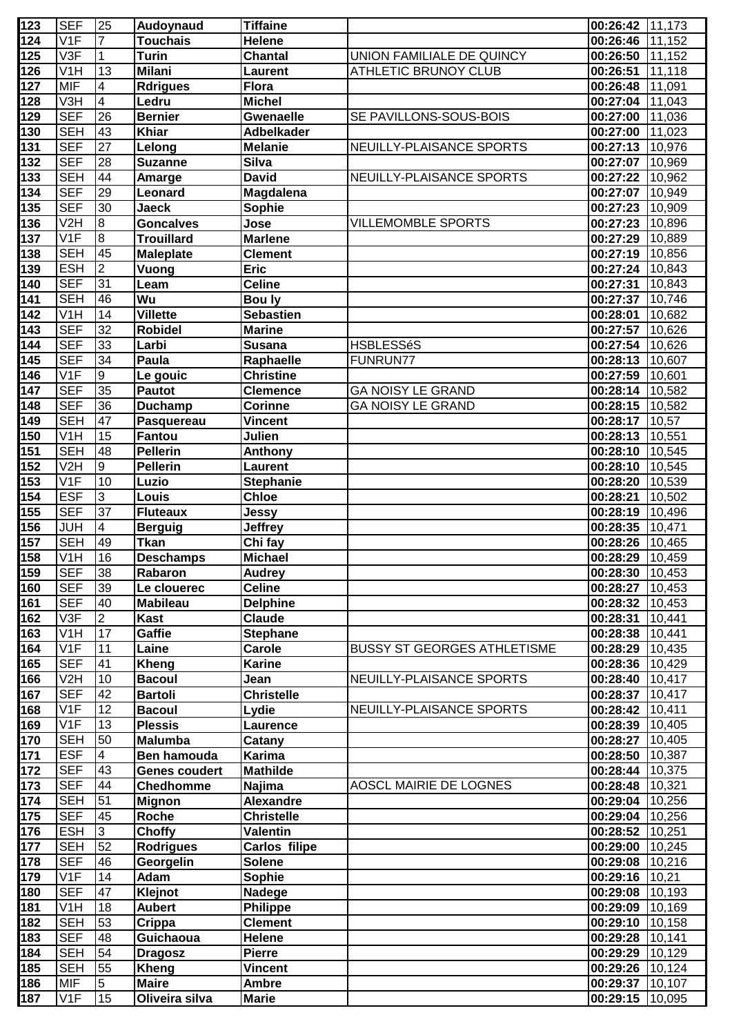| 123 | SEF | 25 | Audoynaud | Tiffaine | | 00:26:42 | 11,173 |
|---|---|---|---|---|---|---|---|
| 124 | V1F | 7 | Touchais | Helene | | 00:26:46 | 11,152 |
| 125 | V3F | 1 | Turin | Chantal | UNION FAMILIALE DE QUINCY | 00:26:50 | 11,152 |
| 126 | V1H | 13 | Milani | Laurent | ATHLETIC BRUNOY CLUB | 00:26:51 | 11,118 |
| 127 | MIF | 4 | Rdrigues | Flora | | 00:26:48 | 11,091 |
| 128 | V3H | 4 | Ledru | Michel | | 00:27:04 | 11,043 |
| 129 | SEF | 26 | Bernier | Gwenaelle | SE PAVILLONS-SOUS-BOIS | 00:27:00 | 11,036 |
| 130 | SEH | 43 | Khiar | Adbelkader | | 00:27:00 | 11,023 |
| 131 | SEF | 27 | Lelong | Melanie | NEUILLY-PLAISANCE SPORTS | 00:27:13 | 10,976 |
| 132 | SEF | 28 | Suzanne | Silva | | 00:27:07 | 10,969 |
| 133 | SEH | 44 | Amarge | David | NEUILLY-PLAISANCE SPORTS | 00:27:22 | 10,962 |
| 134 | SEF | 29 | Leonard | Magdalena | | 00:27:07 | 10,949 |
| 135 | SEF | 30 | Jaeck | Sophie | | 00:27:23 | 10,909 |
| 136 | V2H | 8 | Goncalves | Jose | VILLEMOMBLE SPORTS | 00:27:23 | 10,896 |
| 137 | V1F | 8 | Trouillard | Marlene | | 00:27:29 | 10,889 |
| 138 | SEH | 45 | Maleplate | Clement | | 00:27:19 | 10,856 |
| 139 | ESH | 2 | Vuong | Eric | | 00:27:24 | 10,843 |
| 140 | SEF | 31 | Leam | Celine | | 00:27:31 | 10,843 |
| 141 | SEH | 46 | Wu | Bou ly | | 00:27:37 | 10,746 |
| 142 | V1H | 14 | Villette | Sebastien | | 00:28:01 | 10,682 |
| 143 | SEF | 32 | Robidel | Marine | | 00:27:57 | 10,626 |
| 144 | SEF | 33 | Larbi | Susana | HSBLESSéS | 00:27:54 | 10,626 |
| 145 | SEF | 34 | Paula | Raphaelle | FUNRUN77 | 00:28:13 | 10,607 |
| 146 | V1F | 9 | Le gouic | Christine | | 00:27:59 | 10,601 |
| 147 | SEF | 35 | Pautot | Clemence | GA NOISY LE GRAND | 00:28:14 | 10,582 |
| 148 | SEF | 36 | Duchamp | Corinne | GA NOISY LE GRAND | 00:28:15 | 10,582 |
| 149 | SEH | 47 | Pasquereau | Vincent | | 00:28:17 | 10,57 |
| 150 | V1H | 15 | Fantou | Julien | | 00:28:13 | 10,551 |
| 151 | SEH | 48 | Pellerin | Anthony | | 00:28:10 | 10,545 |
| 152 | V2H | 9 | Pellerin | Laurent | | 00:28:10 | 10,545 |
| 153 | V1F | 10 | Luzio | Stephanie | | 00:28:20 | 10,539 |
| 154 | ESF | 3 | Louis | Chloe | | 00:28:21 | 10,502 |
| 155 | SEF | 37 | Fluteaux | Jessy | | 00:28:19 | 10,496 |
| 156 | JUH | 4 | Berguig | Jeffrey | | 00:28:35 | 10,471 |
| 157 | SEH | 49 | Tkan | Chi fay | | 00:28:26 | 10,465 |
| 158 | V1H | 16 | Deschamps | Michael | | 00:28:29 | 10,459 |
| 159 | SEF | 38 | Rabaron | Audrey | | 00:28:30 | 10,453 |
| 160 | SEF | 39 | Le clouerec | Celine | | 00:28:27 | 10,453 |
| 161 | SEF | 40 | Mabileau | Delphine | | 00:28:32 | 10,453 |
| 162 | V3F | 2 | Kast | Claude | | 00:28:31 | 10,441 |
| 163 | V1H | 17 | Gaffie | Stephane | | 00:28:38 | 10,441 |
| 164 | V1F | 11 | Laine | Carole | BUSSY ST GEORGES ATHLETISME | 00:28:29 | 10,435 |
| 165 | SEF | 41 | Kheng | Karine | | 00:28:36 | 10,429 |
| 166 | V2H | 10 | Bacoul | Jean | NEUILLY-PLAISANCE SPORTS | 00:28:40 | 10,417 |
| 167 | SEF | 42 | Bartoli | Christelle | | 00:28:37 | 10,417 |
| 168 | V1F | 12 | Bacoul | Lydie | NEUILLY-PLAISANCE SPORTS | 00:28:42 | 10,411 |
| 169 | V1F | 13 | Plessis | Laurence | | 00:28:39 | 10,405 |
| 170 | SEH | 50 | Malumba | Catany | | 00:28:27 | 10,405 |
| 171 | ESF | 4 | Ben hamouda | Karima | | 00:28:50 | 10,387 |
| 172 | SEF | 43 | Genes coudert | Mathilde | | 00:28:44 | 10,375 |
| 173 | SEF | 44 | Chedhomme | Najima | AOSCL MAIRIE DE LOGNES | 00:28:48 | 10,321 |
| 174 | SEH | 51 | Mignon | Alexandre | | 00:29:04 | 10,256 |
| 175 | SEF | 45 | Roche | Christelle | | 00:29:04 | 10,256 |
| 176 | ESH | 3 | Choffy | Valentin | | 00:28:52 | 10,251 |
| 177 | SEH | 52 | Rodrigues | Carlos filipe | | 00:29:00 | 10,245 |
| 178 | SEF | 46 | Georgelin | Solene | | 00:29:08 | 10,216 |
| 179 | V1F | 14 | Adam | Sophie | | 00:29:16 | 10,21 |
| 180 | SEF | 47 | Klejnot | Nadege | | 00:29:08 | 10,193 |
| 181 | V1H | 18 | Aubert | Philippe | | 00:29:09 | 10,169 |
| 182 | SEH | 53 | Crippa | Clement | | 00:29:10 | 10,158 |
| 183 | SEF | 48 | Guichaoua | Helene | | 00:29:28 | 10,141 |
| 184 | SEH | 54 | Dragosz | Pierre | | 00:29:29 | 10,129 |
| 185 | SEH | 55 | Kheng | Vincent | | 00:29:26 | 10,124 |
| 186 | MIF | 5 | Maire | Ambre | | 00:29:37 | 10,107 |
| 187 | V1F | 15 | Oliveira silva | Marie | | 00:29:15 | 10,095 |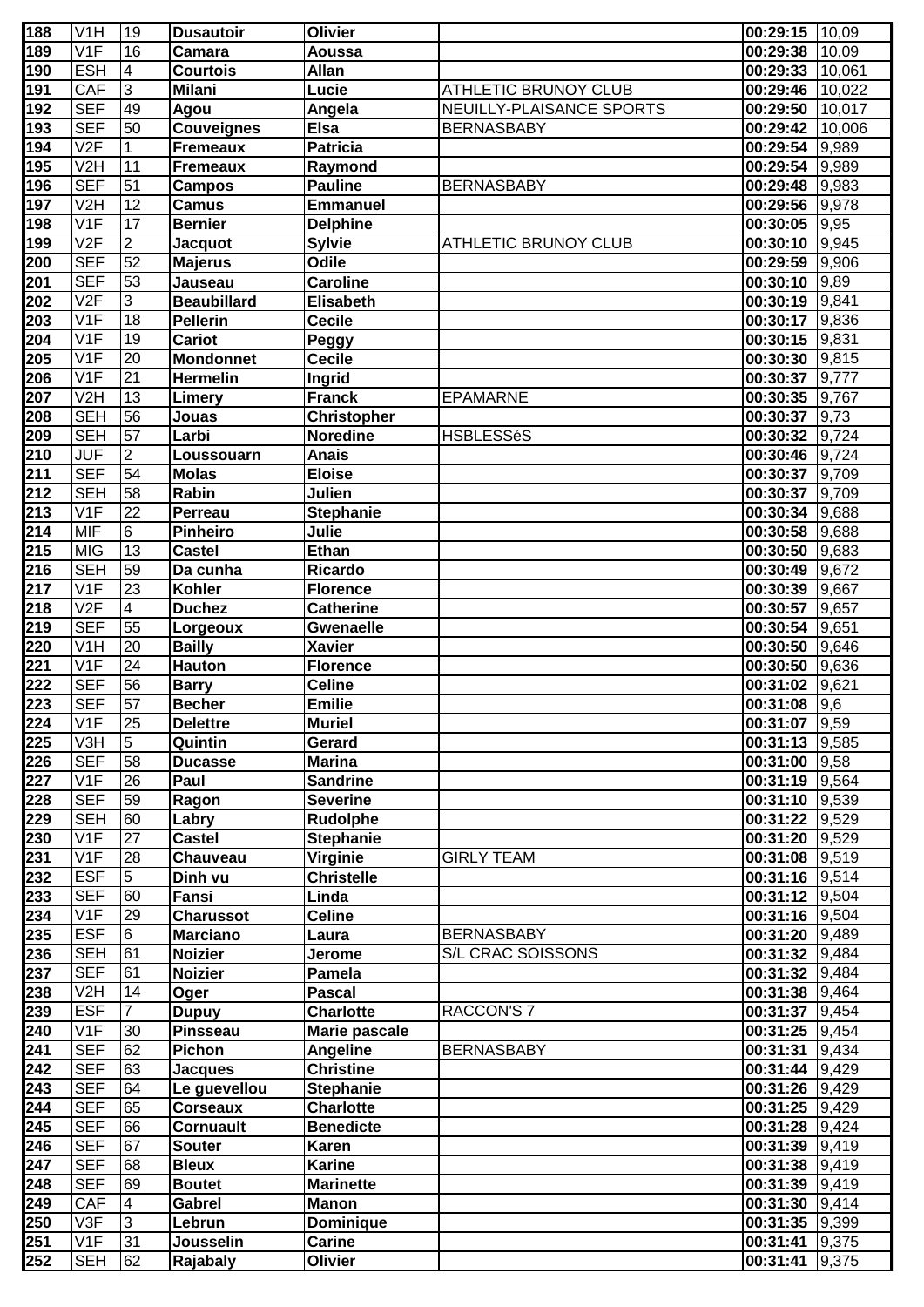| 188 | V1H | 19 | Dusautoir | Olivier | | 00:29:15 | 10,09 |
|---|---|---|---|---|---|---|---|
| 189 | V1F | 16 | Camara | Aoussa | | 00:29:38 | 10,09 |
| 190 | ESH | 4 | Courtois | Allan | | 00:29:33 | 10,061 |
| 191 | CAF | 3 | Milani | Lucie | ATHLETIC BRUNOY CLUB | 00:29:46 | 10,022 |
| 192 | SEF | 49 | Agou | Angela | NEUILLY-PLAISANCE SPORTS | 00:29:50 | 10,017 |
| 193 | SEF | 50 | Couveignes | Elsa | BERNASBABY | 00:29:42 | 10,006 |
| 194 | V2F | 1 | Fremeaux | Patricia | | 00:29:54 | 9,989 |
| 195 | V2H | 11 | Fremeaux | Raymond | | 00:29:54 | 9,989 |
| 196 | SEF | 51 | Campos | Pauline | BERNASBABY | 00:29:48 | 9,983 |
| 197 | V2H | 12 | Camus | Emmanuel | | 00:29:56 | 9,978 |
| 198 | V1F | 17 | Bernier | Delphine | | 00:30:05 | 9,95 |
| 199 | V2F | 2 | Jacquot | Sylvie | ATHLETIC BRUNOY CLUB | 00:30:10 | 9,945 |
| 200 | SEF | 52 | Majerus | Odile | | 00:29:59 | 9,906 |
| 201 | SEF | 53 | Jauseau | Caroline | | 00:30:10 | 9,89 |
| 202 | V2F | 3 | Beaubillard | Elisabeth | | 00:30:19 | 9,841 |
| 203 | V1F | 18 | Pellerin | Cecile | | 00:30:17 | 9,836 |
| 204 | V1F | 19 | Cariot | Peggy | | 00:30:15 | 9,831 |
| 205 | V1F | 20 | Mondonnet | Cecile | | 00:30:30 | 9,815 |
| 206 | V1F | 21 | Hermelin | Ingrid | | 00:30:37 | 9,777 |
| 207 | V2H | 13 | Limery | Franck | EPAMARNE | 00:30:35 | 9,767 |
| 208 | SEH | 56 | Jouas | Christopher | | 00:30:37 | 9,73 |
| 209 | SEH | 57 | Larbi | Noredine | HSBLESSéS | 00:30:32 | 9,724 |
| 210 | JUF | 2 | Loussouarn | Anais | | 00:30:46 | 9,724 |
| 211 | SEF | 54 | Molas | Eloise | | 00:30:37 | 9,709 |
| 212 | SEH | 58 | Rabin | Julien | | 00:30:37 | 9,709 |
| 213 | V1F | 22 | Perreau | Stephanie | | 00:30:34 | 9,688 |
| 214 | MIF | 6 | Pinheiro | Julie | | 00:30:58 | 9,688 |
| 215 | MIG | 13 | Castel | Ethan | | 00:30:50 | 9,683 |
| 216 | SEH | 59 | Da cunha | Ricardo | | 00:30:49 | 9,672 |
| 217 | V1F | 23 | Kohler | Florence | | 00:30:39 | 9,667 |
| 218 | V2F | 4 | Duchez | Catherine | | 00:30:57 | 9,657 |
| 219 | SEF | 55 | Lorgeoux | Gwenaelle | | 00:30:54 | 9,651 |
| 220 | V1H | 20 | Bailly | Xavier | | 00:30:50 | 9,646 |
| 221 | V1F | 24 | Hauton | Florence | | 00:30:50 | 9,636 |
| 222 | SEF | 56 | Barry | Celine | | 00:31:02 | 9,621 |
| 223 | SEF | 57 | Becher | Emilie | | 00:31:08 | 9,6 |
| 224 | V1F | 25 | Delettre | Muriel | | 00:31:07 | 9,59 |
| 225 | V3H | 5 | Quintin | Gerard | | 00:31:13 | 9,585 |
| 226 | SEF | 58 | Ducasse | Marina | | 00:31:00 | 9,58 |
| 227 | V1F | 26 | Paul | Sandrine | | 00:31:19 | 9,564 |
| 228 | SEF | 59 | Ragon | Severine | | 00:31:10 | 9,539 |
| 229 | SEH | 60 | Labry | Rudolphe | | 00:31:22 | 9,529 |
| 230 | V1F | 27 | Castel | Stephanie | | 00:31:20 | 9,529 |
| 231 | V1F | 28 | Chauveau | Virginie | GIRLY TEAM | 00:31:08 | 9,519 |
| 232 | ESF | 5 | Dinh vu | Christelle | | 00:31:16 | 9,514 |
| 233 | SEF | 60 | Fansi | Linda | | 00:31:12 | 9,504 |
| 234 | V1F | 29 | Charussot | Celine | | 00:31:16 | 9,504 |
| 235 | ESF | 6 | Marciano | Laura | BERNASBABY | 00:31:20 | 9,489 |
| 236 | SEH | 61 | Noizier | Jerome | S/L CRAC SOISSONS | 00:31:32 | 9,484 |
| 237 | SEF | 61 | Noizier | Pamela | | 00:31:32 | 9,484 |
| 238 | V2H | 14 | Oger | Pascal | | 00:31:38 | 9,464 |
| 239 | ESF | 7 | Dupuy | Charlotte | RACCON'S 7 | 00:31:37 | 9,454 |
| 240 | V1F | 30 | Pinsseau | Marie pascale | | 00:31:25 | 9,454 |
| 241 | SEF | 62 | Pichon | Angeline | BERNASBABY | 00:31:31 | 9,434 |
| 242 | SEF | 63 | Jacques | Christine | | 00:31:44 | 9,429 |
| 243 | SEF | 64 | Le guevellou | Stephanie | | 00:31:26 | 9,429 |
| 244 | SEF | 65 | Corseaux | Charlotte | | 00:31:25 | 9,429 |
| 245 | SEF | 66 | Cornuault | Benedicte | | 00:31:28 | 9,424 |
| 246 | SEF | 67 | Souter | Karen | | 00:31:39 | 9,419 |
| 247 | SEF | 68 | Bleux | Karine | | 00:31:38 | 9,419 |
| 248 | SEF | 69 | Boutet | Marinette | | 00:31:39 | 9,419 |
| 249 | CAF | 4 | Gabrel | Manon | | 00:31:30 | 9,414 |
| 250 | V3F | 3 | Lebrun | Dominique | | 00:31:35 | 9,399 |
| 251 | V1F | 31 | Jousselin | Carine | | 00:31:41 | 9,375 |
| 252 | SEH | 62 | Rajabaly | Olivier | | 00:31:41 | 9,375 |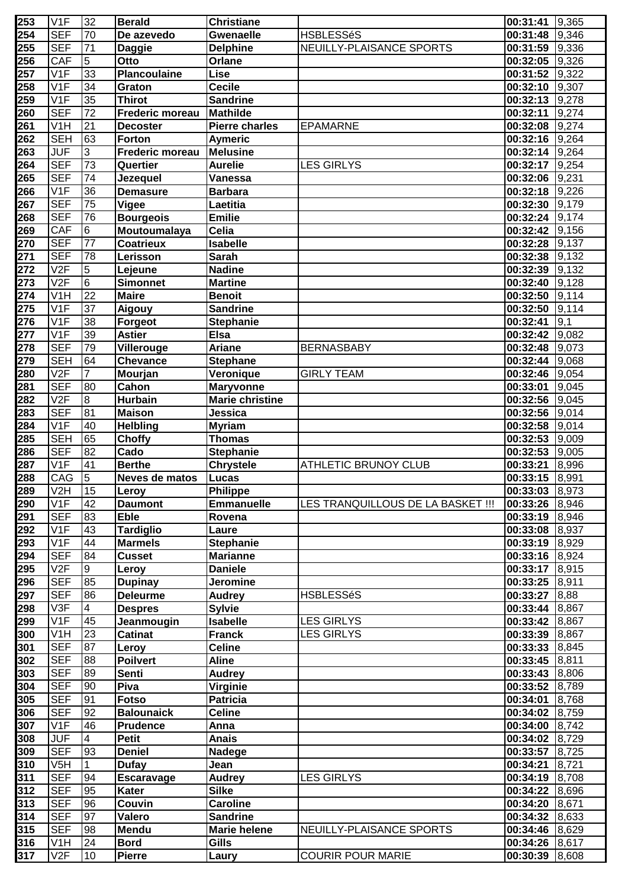| 253 | V1F | 32 | Berald | Christiane | | 00:31:41 | 9,365 |
|---|---|---|---|---|---|---|---|
| 254 | SEF | 70 | De azevedo | Gwenaelle | HSBLESSéS | 00:31:48 | 9,346 |
| 255 | SEF | 71 | Daggie | Delphine | NEUILLY-PLAISANCE SPORTS | 00:31:59 | 9,336 |
| 256 | CAF | 5 | Otto | Orlane | | 00:32:05 | 9,326 |
| 257 | V1F | 33 | Plancoulaine | Lise | | 00:31:52 | 9,322 |
| 258 | V1F | 34 | Graton | Cecile | | 00:32:10 | 9,307 |
| 259 | V1F | 35 | Thirot | Sandrine | | 00:32:13 | 9,278 |
| 260 | SEF | 72 | Frederic moreau | Mathilde | | 00:32:11 | 9,274 |
| 261 | V1H | 21 | Decoster | Pierre charles | EPAMARNE | 00:32:08 | 9,274 |
| 262 | SEH | 63 | Forton | Aymeric | | 00:32:16 | 9,264 |
| 263 | JUF | 3 | Frederic moreau | Melusine | | 00:32:14 | 9,264 |
| 264 | SEF | 73 | Quertier | Aurelie | LES GIRLYS | 00:32:17 | 9,254 |
| 265 | SEF | 74 | Jezequel | Vanessa | | 00:32:06 | 9,231 |
| 266 | V1F | 36 | Demasure | Barbara | | 00:32:18 | 9,226 |
| 267 | SEF | 75 | Vigee | Laetitia | | 00:32:30 | 9,179 |
| 268 | SEF | 76 | Bourgeois | Emilie | | 00:32:24 | 9,174 |
| 269 | CAF | 6 | Moutoumalaya | Celia | | 00:32:42 | 9,156 |
| 270 | SEF | 77 | Coatrieux | Isabelle | | 00:32:28 | 9,137 |
| 271 | SEF | 78 | Lerisson | Sarah | | 00:32:38 | 9,132 |
| 272 | V2F | 5 | Lejeune | Nadine | | 00:32:39 | 9,132 |
| 273 | V2F | 6 | Simonnet | Martine | | 00:32:40 | 9,128 |
| 274 | V1H | 22 | Maire | Benoit | | 00:32:50 | 9,114 |
| 275 | V1F | 37 | Aigouy | Sandrine | | 00:32:50 | 9,114 |
| 276 | V1F | 38 | Forgeot | Stephanie | | 00:32:41 | 9,1 |
| 277 | V1F | 39 | Astier | Elsa | | 00:32:42 | 9,082 |
| 278 | SEF | 79 | Villerouge | Ariane | BERNASBABY | 00:32:48 | 9,073 |
| 279 | SEH | 64 | Chevance | Stephane | | 00:32:44 | 9,068 |
| 280 | V2F | 7 | Mourjan | Veronique | GIRLY TEAM | 00:32:46 | 9,054 |
| 281 | SEF | 80 | Cahon | Maryvonne | | 00:33:01 | 9,045 |
| 282 | V2F | 8 | Hurbain | Marie christine | | 00:32:56 | 9,045 |
| 283 | SEF | 81 | Maison | Jessica | | 00:32:56 | 9,014 |
| 284 | V1F | 40 | Helbling | Myriam | | 00:32:58 | 9,014 |
| 285 | SEH | 65 | Choffy | Thomas | | 00:32:53 | 9,009 |
| 286 | SEF | 82 | Cado | Stephanie | | 00:32:53 | 9,005 |
| 287 | V1F | 41 | Berthe | Chrystele | ATHLETIC BRUNOY CLUB | 00:33:21 | 8,996 |
| 288 | CAG | 5 | Neves de matos | Lucas | | 00:33:15 | 8,991 |
| 289 | V2H | 15 | Leroy | Philippe | | 00:33:03 | 8,973 |
| 290 | V1F | 42 | Daumont | Emmanuelle | LES TRANQUILLOUS DE LA BASKET !!! | 00:33:26 | 8,946 |
| 291 | SEF | 83 | Eble | Rovena | | 00:33:19 | 8,946 |
| 292 | V1F | 43 | Tardiglio | Laure | | 00:33:08 | 8,937 |
| 293 | V1F | 44 | Marmels | Stephanie | | 00:33:19 | 8,929 |
| 294 | SEF | 84 | Cusset | Marianne | | 00:33:16 | 8,924 |
| 295 | V2F | 9 | Leroy | Daniele | | 00:33:17 | 8,915 |
| 296 | SEF | 85 | Dupinay | Jeromine | | 00:33:25 | 8,911 |
| 297 | SEF | 86 | Deleurme | Audrey | HSBLESSéS | 00:33:27 | 8,88 |
| 298 | V3F | 4 | Despres | Sylvie | | 00:33:44 | 8,867 |
| 299 | V1F | 45 | Jeanmougin | Isabelle | LES GIRLYS | 00:33:42 | 8,867 |
| 300 | V1H | 23 | Catinat | Franck | LES GIRLYS | 00:33:39 | 8,867 |
| 301 | SEF | 87 | Leroy | Celine | | 00:33:33 | 8,845 |
| 302 | SEF | 88 | Poilvert | Aline | | 00:33:45 | 8,811 |
| 303 | SEF | 89 | Senti | Audrey | | 00:33:43 | 8,806 |
| 304 | SEF | 90 | Piva | Virginie | | 00:33:52 | 8,789 |
| 305 | SEF | 91 | Fotso | Patricia | | 00:34:01 | 8,768 |
| 306 | SEF | 92 | Balounaick | Celine | | 00:34:02 | 8,759 |
| 307 | V1F | 46 | Prudence | Anna | | 00:34:00 | 8,742 |
| 308 | JUF | 4 | Petit | Anais | | 00:34:02 | 8,729 |
| 309 | SEF | 93 | Deniel | Nadege | | 00:33:57 | 8,725 |
| 310 | V5H | 1 | Dufay | Jean | | 00:34:21 | 8,721 |
| 311 | SEF | 94 | Escaravage | Audrey | LES GIRLYS | 00:34:19 | 8,708 |
| 312 | SEF | 95 | Kater | Silke | | 00:34:22 | 8,696 |
| 313 | SEF | 96 | Couvin | Caroline | | 00:34:20 | 8,671 |
| 314 | SEF | 97 | Valero | Sandrine | | 00:34:32 | 8,633 |
| 315 | SEF | 98 | Mendu | Marie helene | NEUILLY-PLAISANCE SPORTS | 00:34:46 | 8,629 |
| 316 | V1H | 24 | Bord | Gills | | 00:34:26 | 8,617 |
| 317 | V2F | 10 | Pierre | Laury | COURIR POUR MARIE | 00:30:39 | 8,608 |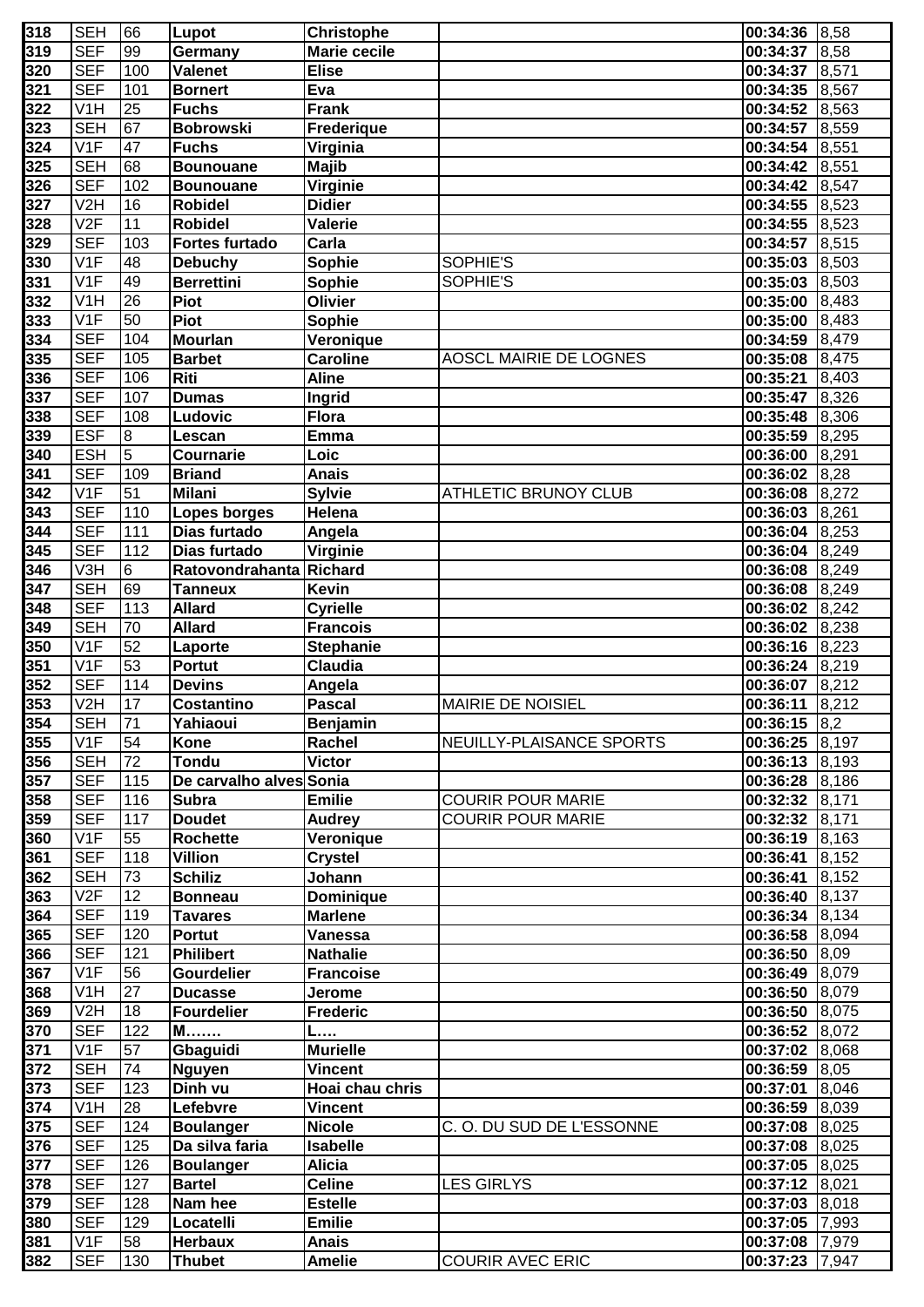| 318 | SEH | 66 | Lupot | Christophe | | 00:34:36 | 8,58 |
|---|---|---|---|---|---|---|---|
| 319 | SEF | 99 | Germany | Marie cecile | | 00:34:37 | 8,58 |
| 320 | SEF | 100 | Valenet | Elise | | 00:34:37 | 8,571 |
| 321 | SEF | 101 | Bornert | Eva | | 00:34:35 | 8,567 |
| 322 | V1H | 25 | Fuchs | Frank | | 00:34:52 | 8,563 |
| 323 | SEH | 67 | Bobrowski | Frederique | | 00:34:57 | 8,559 |
| 324 | V1F | 47 | Fuchs | Virginia | | 00:34:54 | 8,551 |
| 325 | SEH | 68 | Bounouane | Majib | | 00:34:42 | 8,551 |
| 326 | SEF | 102 | Bounouane | Virginie | | 00:34:42 | 8,547 |
| 327 | V2H | 16 | Robidel | Didier | | 00:34:55 | 8,523 |
| 328 | V2F | 11 | Robidel | Valerie | | 00:34:55 | 8,523 |
| 329 | SEF | 103 | Fortes furtado | Carla | | 00:34:57 | 8,515 |
| 330 | V1F | 48 | Debuchy | Sophie | SOPHIE'S | 00:35:03 | 8,503 |
| 331 | V1F | 49 | Berrettini | Sophie | SOPHIE'S | 00:35:03 | 8,503 |
| 332 | V1H | 26 | Piot | Olivier | | 00:35:00 | 8,483 |
| 333 | V1F | 50 | Piot | Sophie | | 00:35:00 | 8,483 |
| 334 | SEF | 104 | Mourlan | Veronique | | 00:34:59 | 8,479 |
| 335 | SEF | 105 | Barbet | Caroline | AOSCL MAIRIE DE LOGNES | 00:35:08 | 8,475 |
| 336 | SEF | 106 | Riti | Aline | | 00:35:21 | 8,403 |
| 337 | SEF | 107 | Dumas | Ingrid | | 00:35:47 | 8,326 |
| 338 | SEF | 108 | Ludovic | Flora | | 00:35:48 | 8,306 |
| 339 | ESF | 8 | Lescan | Emma | | 00:35:59 | 8,295 |
| 340 | ESH | 5 | Cournarie | Loic | | 00:36:00 | 8,291 |
| 341 | SEF | 109 | Briand | Anais | | 00:36:02 | 8,28 |
| 342 | V1F | 51 | Milani | Sylvie | ATHLETIC BRUNOY CLUB | 00:36:08 | 8,272 |
| 343 | SEF | 110 | Lopes borges | Helena | | 00:36:03 | 8,261 |
| 344 | SEF | 111 | Dias furtado | Angela | | 00:36:04 | 8,253 |
| 345 | SEF | 112 | Dias furtado | Virginie | | 00:36:04 | 8,249 |
| 346 | V3H | 6 | Ratovondrahanta | Richard | | 00:36:08 | 8,249 |
| 347 | SEH | 69 | Tanneux | Kevin | | 00:36:08 | 8,249 |
| 348 | SEF | 113 | Allard | Cyrielle | | 00:36:02 | 8,242 |
| 349 | SEH | 70 | Allard | Francois | | 00:36:02 | 8,238 |
| 350 | V1F | 52 | Laporte | Stephanie | | 00:36:16 | 8,223 |
| 351 | V1F | 53 | Portut | Claudia | | 00:36:24 | 8,219 |
| 352 | SEF | 114 | Devins | Angela | | 00:36:07 | 8,212 |
| 353 | V2H | 17 | Costantino | Pascal | MAIRIE DE NOISIEL | 00:36:11 | 8,212 |
| 354 | SEH | 71 | Yahiaoui | Benjamin | | 00:36:15 | 8,2 |
| 355 | V1F | 54 | Kone | Rachel | NEUILLY-PLAISANCE SPORTS | 00:36:25 | 8,197 |
| 356 | SEH | 72 | Tondu | Victor | | 00:36:13 | 8,193 |
| 357 | SEF | 115 | De carvalho alves | Sonia | | 00:36:28 | 8,186 |
| 358 | SEF | 116 | Subra | Emilie | COURIR POUR MARIE | 00:32:32 | 8,171 |
| 359 | SEF | 117 | Doudet | Audrey | COURIR POUR MARIE | 00:32:32 | 8,171 |
| 360 | V1F | 55 | Rochette | Veronique | | 00:36:19 | 8,163 |
| 361 | SEF | 118 | Villion | Crystel | | 00:36:41 | 8,152 |
| 362 | SEH | 73 | Schiliz | Johann | | 00:36:41 | 8,152 |
| 363 | V2F | 12 | Bonneau | Dominique | | 00:36:40 | 8,137 |
| 364 | SEF | 119 | Tavares | Marlene | | 00:36:34 | 8,134 |
| 365 | SEF | 120 | Portut | Vanessa | | 00:36:58 | 8,094 |
| 366 | SEF | 121 | Philibert | Nathalie | | 00:36:50 | 8,09 |
| 367 | V1F | 56 | Gourdelier | Francoise | | 00:36:49 | 8,079 |
| 368 | V1H | 27 | Ducasse | Jerome | | 00:36:50 | 8,079 |
| 369 | V2H | 18 | Fourdelier | Frederic | | 00:36:50 | 8,075 |
| 370 | SEF | 122 | M……. | L…. | | 00:36:52 | 8,072 |
| 371 | V1F | 57 | Gbaguidi | Murielle | | 00:37:02 | 8,068 |
| 372 | SEH | 74 | Nguyen | Vincent | | 00:36:59 | 8,05 |
| 373 | SEF | 123 | Dinh vu | Hoai chau chris | | 00:37:01 | 8,046 |
| 374 | V1H | 28 | Lefebvre | Vincent | | 00:36:59 | 8,039 |
| 375 | SEF | 124 | Boulanger | Nicole | C. O. DU SUD DE L'ESSONNE | 00:37:08 | 8,025 |
| 376 | SEF | 125 | Da silva faria | Isabelle | | 00:37:08 | 8,025 |
| 377 | SEF | 126 | Boulanger | Alicia | | 00:37:05 | 8,025 |
| 378 | SEF | 127 | Bartel | Celine | LES GIRLYS | 00:37:12 | 8,021 |
| 379 | SEF | 128 | Nam hee | Estelle | | 00:37:03 | 8,018 |
| 380 | SEF | 129 | Locatelli | Emilie | | 00:37:05 | 7,993 |
| 381 | V1F | 58 | Herbaux | Anais | | 00:37:08 | 7,979 |
| 382 | SEF | 130 | Thubet | Amelie | COURIR AVEC ERIC | 00:37:23 | 7,947 |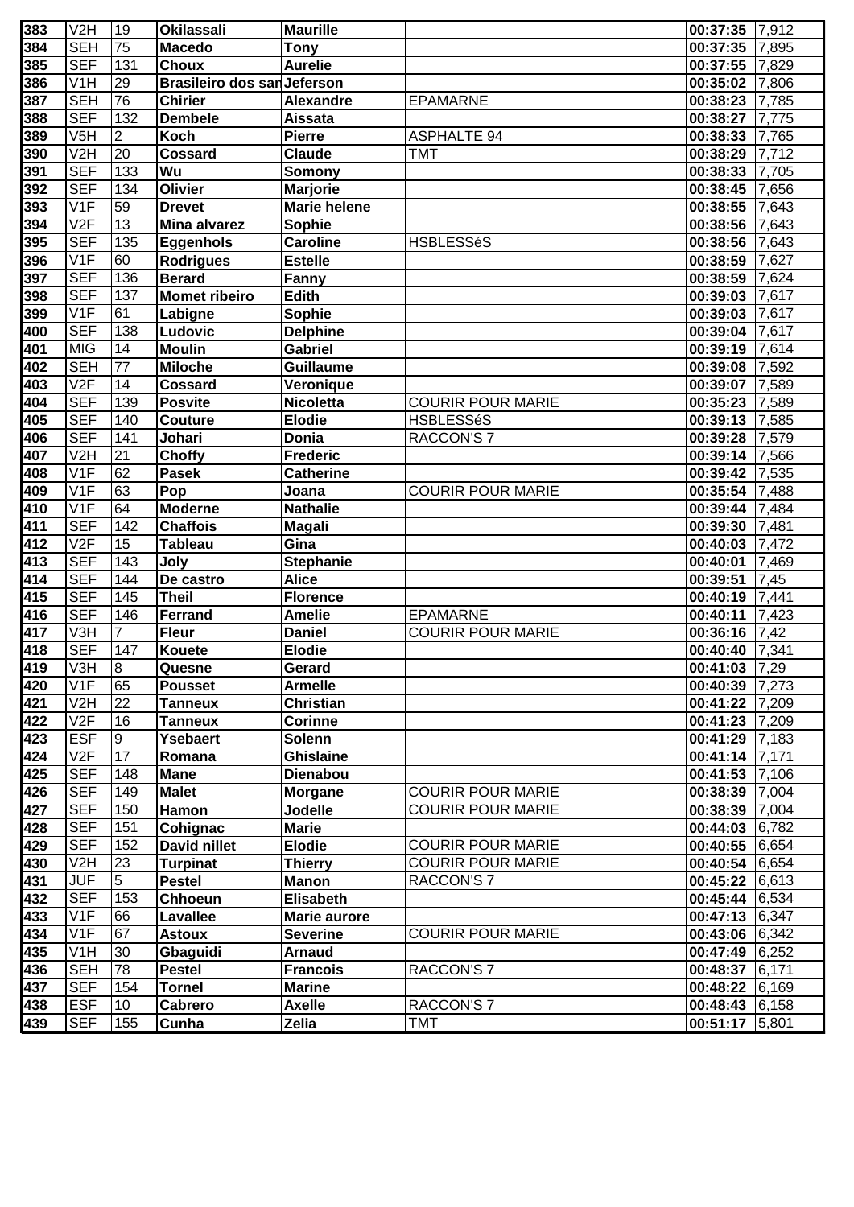| | | | | | | | |
|---|---|---|---|---|---|---|---|
| 383 | V2H | 19 | Okilassali | Maurille | | 00:37:35 | 7,912 |
| 384 | SEH | 75 | Macedo | Tony | | 00:37:35 | 7,895 |
| 385 | SEF | 131 | Choux | Aurelie | | 00:37:55 | 7,829 |
| 386 | V1H | 29 | Brasileiro dos san | Jeferson | | 00:35:02 | 7,806 |
| 387 | SEH | 76 | Chirier | Alexandre | EPAMARNE | 00:38:23 | 7,785 |
| 388 | SEF | 132 | Dembele | Aissata | | 00:38:27 | 7,775 |
| 389 | V5H | 2 | Koch | Pierre | ASPHALTE 94 | 00:38:33 | 7,765 |
| 390 | V2H | 20 | Cossard | Claude | TMT | 00:38:29 | 7,712 |
| 391 | SEF | 133 | Wu | Somony | | 00:38:33 | 7,705 |
| 392 | SEF | 134 | Olivier | Marjorie | | 00:38:45 | 7,656 |
| 393 | V1F | 59 | Drevet | Marie helene | | 00:38:55 | 7,643 |
| 394 | V2F | 13 | Mina alvarez | Sophie | | 00:38:56 | 7,643 |
| 395 | SEF | 135 | Eggenhols | Caroline | HSBLESSéS | 00:38:56 | 7,643 |
| 396 | V1F | 60 | Rodrigues | Estelle | | 00:38:59 | 7,627 |
| 397 | SEF | 136 | Berard | Fanny | | 00:38:59 | 7,624 |
| 398 | SEF | 137 | Momet ribeiro | Edith | | 00:39:03 | 7,617 |
| 399 | V1F | 61 | Labigne | Sophie | | 00:39:03 | 7,617 |
| 400 | SEF | 138 | Ludovic | Delphine | | 00:39:04 | 7,617 |
| 401 | MIG | 14 | Moulin | Gabriel | | 00:39:19 | 7,614 |
| 402 | SEH | 77 | Miloche | Guillaume | | 00:39:08 | 7,592 |
| 403 | V2F | 14 | Cossard | Veronique | | 00:39:07 | 7,589 |
| 404 | SEF | 139 | Posvite | Nicoletta | COURIR POUR MARIE | 00:35:23 | 7,589 |
| 405 | SEF | 140 | Couture | Elodie | HSBLESSéS | 00:39:13 | 7,585 |
| 406 | SEF | 141 | Johari | Donia | RACCON'S 7 | 00:39:28 | 7,579 |
| 407 | V2H | 21 | Choffy | Frederic | | 00:39:14 | 7,566 |
| 408 | V1F | 62 | Pasek | Catherine | | 00:39:42 | 7,535 |
| 409 | V1F | 63 | Pop | Joana | COURIR POUR MARIE | 00:35:54 | 7,488 |
| 410 | V1F | 64 | Moderne | Nathalie | | 00:39:44 | 7,484 |
| 411 | SEF | 142 | Chaffois | Magali | | 00:39:30 | 7,481 |
| 412 | V2F | 15 | Tableau | Gina | | 00:40:03 | 7,472 |
| 413 | SEF | 143 | Joly | Stephanie | | 00:40:01 | 7,469 |
| 414 | SEF | 144 | De castro | Alice | | 00:39:51 | 7,45 |
| 415 | SEF | 145 | Theil | Florence | | 00:40:19 | 7,441 |
| 416 | SEF | 146 | Ferrand | Amelie | EPAMARNE | 00:40:11 | 7,423 |
| 417 | V3H | 7 | Fleur | Daniel | COURIR POUR MARIE | 00:36:16 | 7,42 |
| 418 | SEF | 147 | Kouete | Elodie | | 00:40:40 | 7,341 |
| 419 | V3H | 8 | Quesne | Gerard | | 00:41:03 | 7,29 |
| 420 | V1F | 65 | Pousset | Armelle | | 00:40:39 | 7,273 |
| 421 | V2H | 22 | Tanneux | Christian | | 00:41:22 | 7,209 |
| 422 | V2F | 16 | Tanneux | Corinne | | 00:41:23 | 7,209 |
| 423 | ESF | 9 | Ysebaert | Solenn | | 00:41:29 | 7,183 |
| 424 | V2F | 17 | Romana | Ghislaine | | 00:41:14 | 7,171 |
| 425 | SEF | 148 | Mane | Dienabou | | 00:41:53 | 7,106 |
| 426 | SEF | 149 | Malet | Morgane | COURIR POUR MARIE | 00:38:39 | 7,004 |
| 427 | SEF | 150 | Hamon | Jodelle | COURIR POUR MARIE | 00:38:39 | 7,004 |
| 428 | SEF | 151 | Cohignac | Marie | | 00:44:03 | 6,782 |
| 429 | SEF | 152 | David nillet | Elodie | COURIR POUR MARIE | 00:40:55 | 6,654 |
| 430 | V2H | 23 | Turpinat | Thierry | COURIR POUR MARIE | 00:40:54 | 6,654 |
| 431 | JUF | 5 | Pestel | Manon | RACCON'S 7 | 00:45:22 | 6,613 |
| 432 | SEF | 153 | Chhoeun | Elisabeth | | 00:45:44 | 6,534 |
| 433 | V1F | 66 | Lavallee | Marie aurore | | 00:47:13 | 6,347 |
| 434 | V1F | 67 | Astoux | Severine | COURIR POUR MARIE | 00:43:06 | 6,342 |
| 435 | V1H | 30 | Gbaguidi | Arnaud | | 00:47:49 | 6,252 |
| 436 | SEH | 78 | Pestel | Francois | RACCON'S 7 | 00:48:37 | 6,171 |
| 437 | SEF | 154 | Tornel | Marine | | 00:48:22 | 6,169 |
| 438 | ESF | 10 | Cabrero | Axelle | RACCON'S 7 | 00:48:43 | 6,158 |
| 439 | SEF | 155 | Cunha | Zelia | TMT | 00:51:17 | 5,801 |